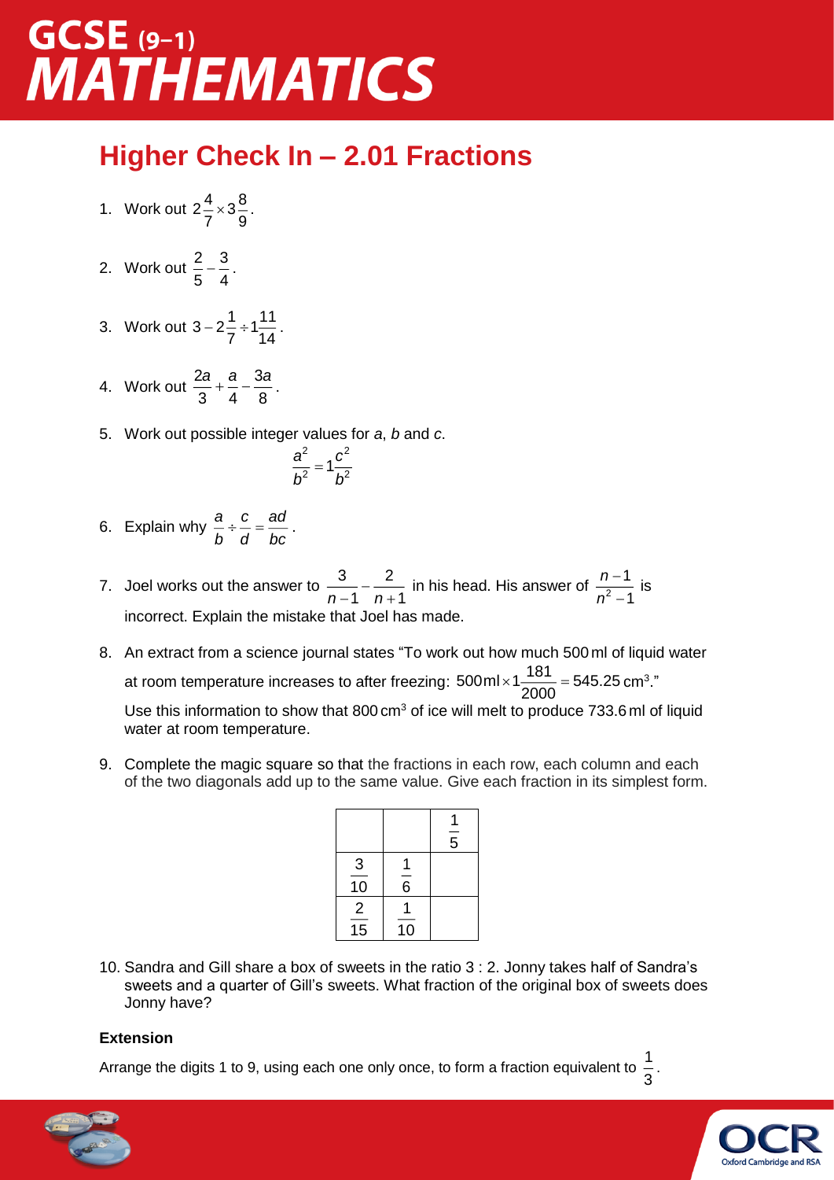# GCSE (9–1) MATHEMATICS

## Higher Check In – 2.01 Fractions

1. Work out $2\frac{4}{7} \times 3\frac{8}{9}$.

2. Work out $\frac{2}{5} - \frac{3}{4}$.

3. Work out $3 - 2\frac{1}{7} \div 1\frac{11}{14}$.

4. Work out $\frac{2a}{3} + \frac{a}{4} - \frac{3a}{8}$.

5. Work out possible integer values for $a$, $b$ and $c$.
$$\frac{a^2}{b^2} = 1\frac{c^2}{b^2}$$

6. Explain why $\frac{a}{b} \div \frac{c}{d} = \frac{ad}{bc}$.

7. Joel works out the answer to $\frac{3}{n-1} - \frac{2}{n+1}$ in his head. His answer of $\frac{n-1}{n^2-1}$ is incorrect. Explain the mistake that Joel has made.

8. An extract from a science journal states "To work out how much 500 ml of liquid water at room temperature increases to after freezing: $500\text{ml} \times 1\frac{181}{2000} = 545.25\text{ cm}^3$."
   Use this information to show that 800 $\text{cm}^3$ of ice will melt to produce 733.6 ml of liquid water at room temperature.

9. Complete the magic square so that the fractions in each row, each column and each of the two diagonals add up to the same value. Give each fraction in its simplest form.

|  |  |  |
|---|---|---|
|  |  | $\frac{1}{5}$ |
| $\frac{3}{10}$ | $\frac{1}{6}$ |  |
| $\frac{2}{15}$ | $\frac{1}{10}$ |  |

10. Sandra and Gill share a box of sweets in the ratio 3 : 2. Jonny takes half of Sandra's sweets and a quarter of Gill's sweets. What fraction of the original box of sweets does Jonny have?

**Extension**

Arrange the digits 1 to 9, using each one only once, to form a fraction equivalent to $\frac{1}{3}$.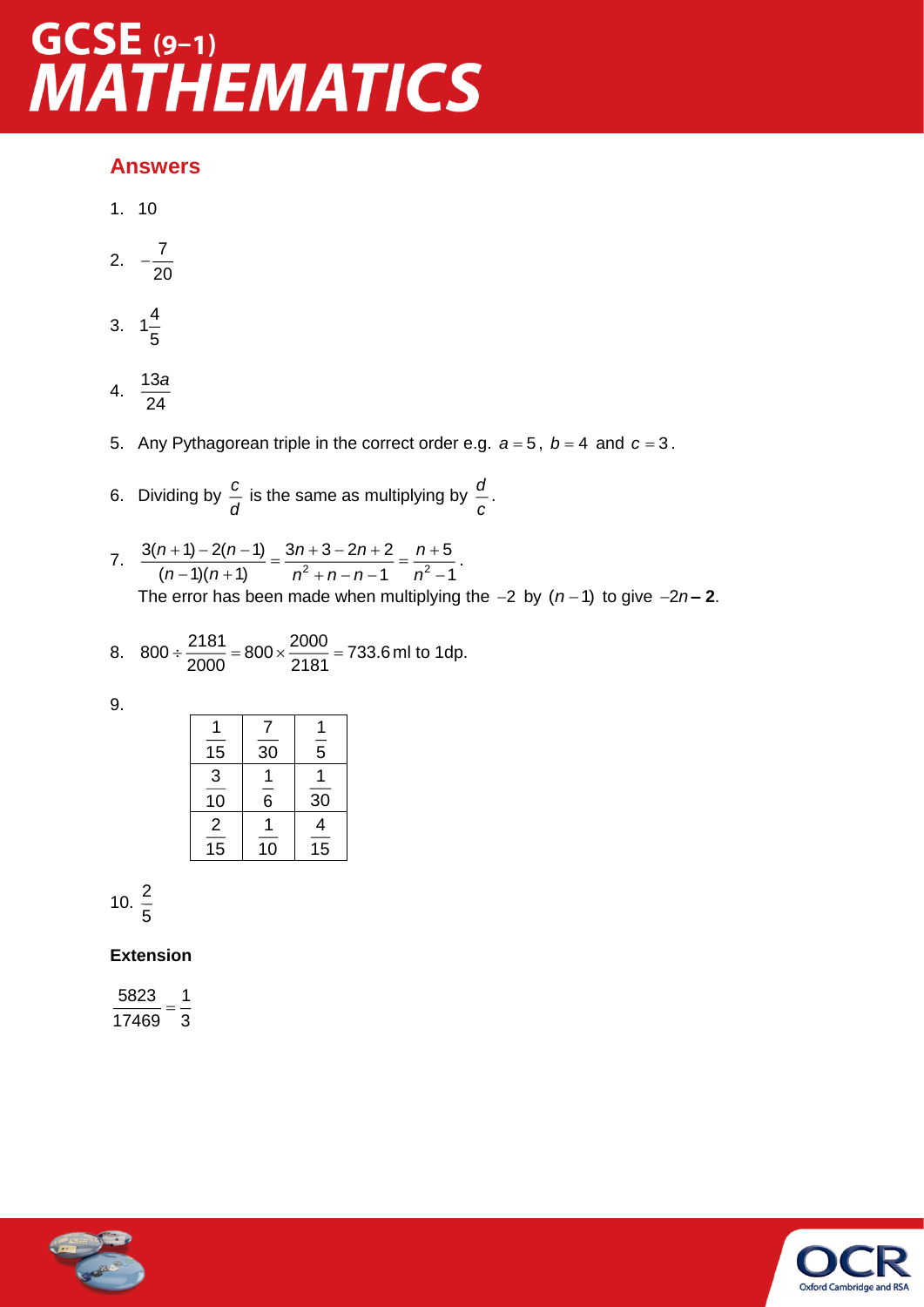## Answers

1. 10

2. $-\frac{7}{20}$

3. $1\frac{4}{5}$

4. $\frac{13a}{24}$

5. Any Pythagorean triple in the correct order e.g. $a = 5$, $b = 4$ and $c = 3$.

6. Dividing by $\frac{c}{d}$ is the same as multiplying by $\frac{d}{c}$.

7. $\frac{3(n+1)-2(n-1)}{(n-1)(n+1)} = \frac{3n+3-2n+2}{n^2+n-n-1} = \frac{n+5}{n^2-1}$.
   The error has been made when multiplying the $-2$ by $(n-1)$ to give $-2n$ **− 2**.

8. $800 \div \frac{2181}{2000} = 800 \times \frac{2000}{2181} = 733.6$ ml to 1dp.

9.

| | | |
|---|---|---|
| $\frac{1}{15}$ | $\frac{7}{30}$ | $\frac{1}{5}$ |
| $\frac{3}{10}$ | $\frac{1}{6}$ | $\frac{1}{30}$ |
| $\frac{2}{15}$ | $\frac{1}{10}$ | $\frac{4}{15}$ |

10. $\frac{2}{5}$

**Extension**

$\frac{5823}{17469} = \frac{1}{3}$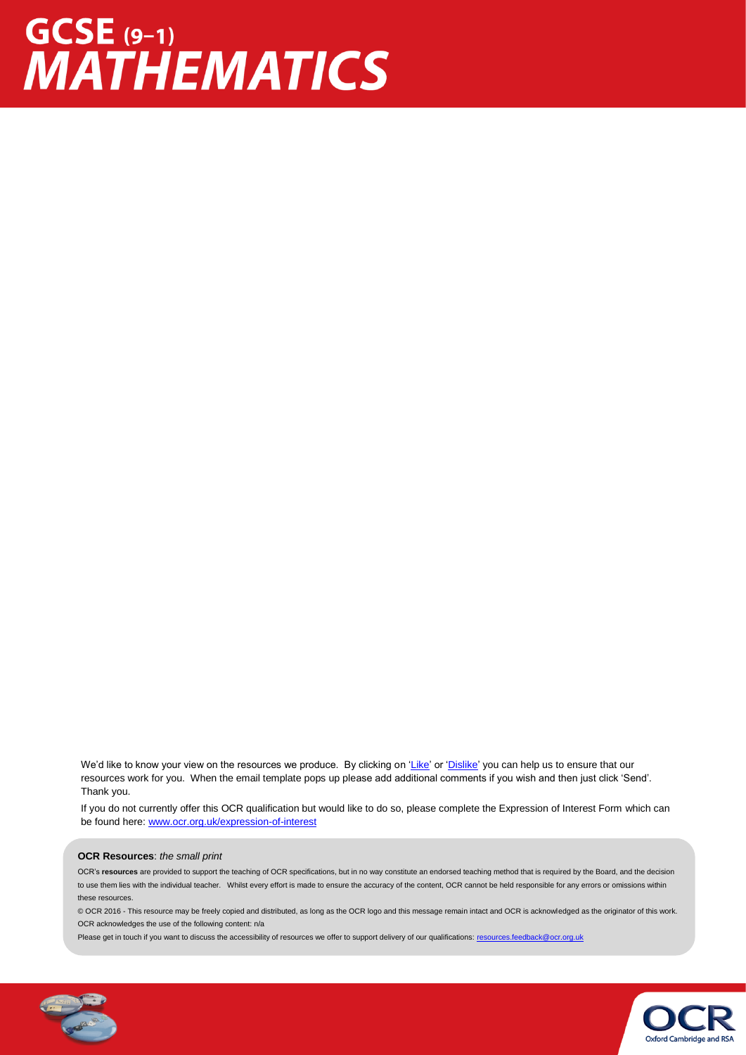# GCSE (9–1) MATHEMATICS

We'd like to know your view on the resources we produce. By clicking on 'Like' or 'Dislike' you can help us to ensure that our resources work for you. When the email template pops up please add additional comments if you wish and then just click 'Send'. Thank you.

If you do not currently offer this OCR qualification but would like to do so, please complete the Expression of Interest Form which can be found here: www.ocr.org.uk/expression-of-interest

**OCR Resources**: *the small print*

OCR's **resources** are provided to support the teaching of OCR specifications, but in no way constitute an endorsed teaching method that is required by the Board, and the decision to use them lies with the individual teacher. Whilst every effort is made to ensure the accuracy of the content, OCR cannot be held responsible for any errors or omissions within these resources.

© OCR 2016 - This resource may be freely copied and distributed, as long as the OCR logo and this message remain intact and OCR is acknowledged as the originator of this work.

OCR acknowledges the use of the following content: n/a

Please get in touch if you want to discuss the accessibility of resources we offer to support delivery of our qualifications: resources.feedback@ocr.org.uk

OCR
Oxford Cambridge and RSA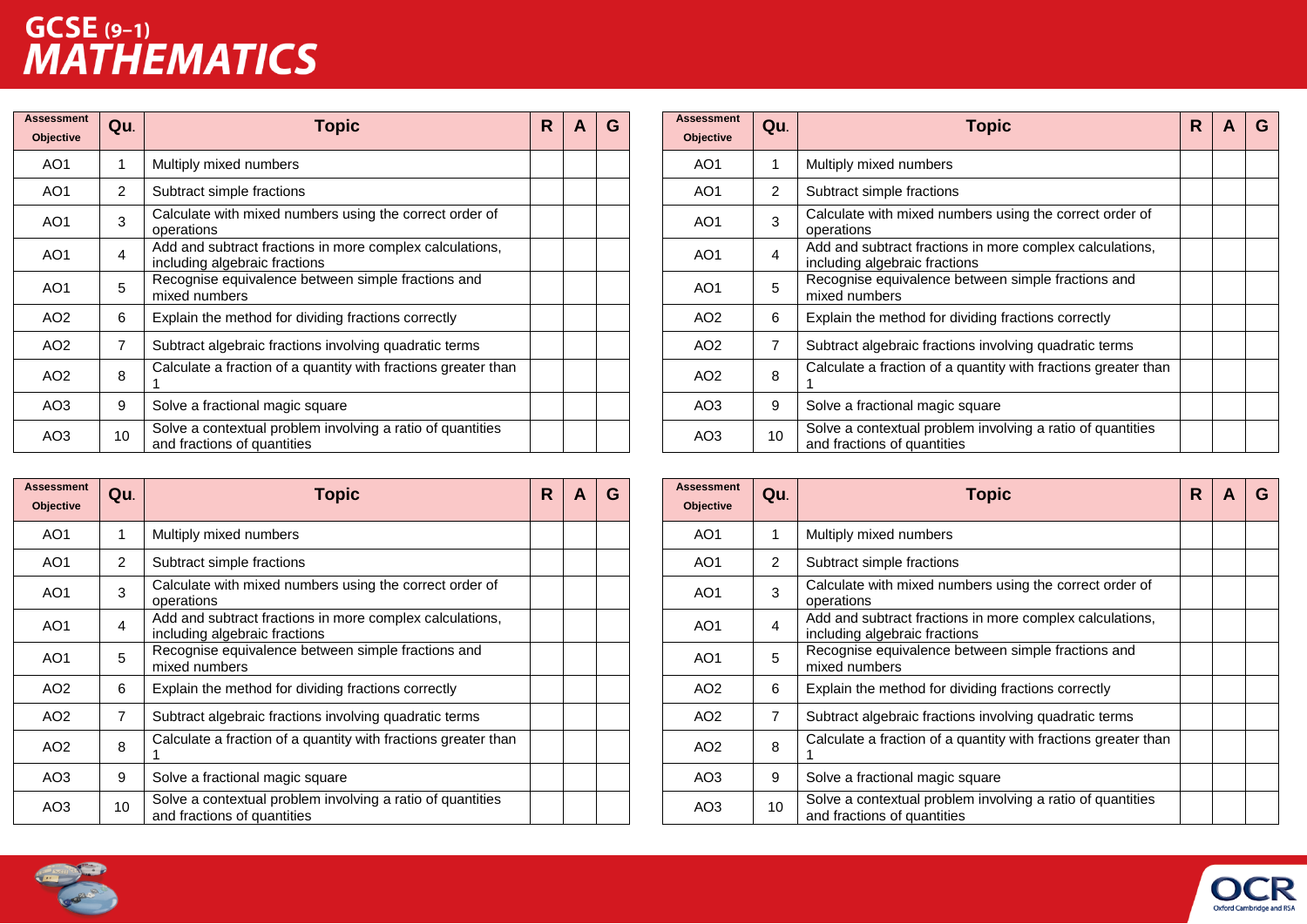# GCSE (9–1) MATHEMATICS

| Assessment Objective | Qu. | Topic | R | A | G |
|---|---|---|---|---|---|
| AO1 | 1 | Multiply mixed numbers | | | |
| AO1 | 2 | Subtract simple fractions | | | |
| AO1 | 3 | Calculate with mixed numbers using the correct order of operations | | | |
| AO1 | 4 | Add and subtract fractions in more complex calculations, including algebraic fractions | | | |
| AO1 | 5 | Recognise equivalence between simple fractions and mixed numbers | | | |
| AO2 | 6 | Explain the method for dividing fractions correctly | | | |
| AO2 | 7 | Subtract algebraic fractions involving quadratic terms | | | |
| AO2 | 8 | Calculate a fraction of a quantity with fractions greater than 1 | | | |
| AO3 | 9 | Solve a fractional magic square | | | |
| AO3 | 10 | Solve a contextual problem involving a ratio of quantities and fractions of quantities | | | |

| Assessment Objective | Qu. | Topic | R | A | G |
|---|---|---|---|---|---|
| AO1 | 1 | Multiply mixed numbers | | | |
| AO1 | 2 | Subtract simple fractions | | | |
| AO1 | 3 | Calculate with mixed numbers using the correct order of operations | | | |
| AO1 | 4 | Add and subtract fractions in more complex calculations, including algebraic fractions | | | |
| AO1 | 5 | Recognise equivalence between simple fractions and mixed numbers | | | |
| AO2 | 6 | Explain the method for dividing fractions correctly | | | |
| AO2 | 7 | Subtract algebraic fractions involving quadratic terms | | | |
| AO2 | 8 | Calculate a fraction of a quantity with fractions greater than 1 | | | |
| AO3 | 9 | Solve a fractional magic square | | | |
| AO3 | 10 | Solve a contextual problem involving a ratio of quantities and fractions of quantities | | | |

| Assessment Objective | Qu. | Topic | R | A | G |
|---|---|---|---|---|---|
| AO1 | 1 | Multiply mixed numbers | | | |
| AO1 | 2 | Subtract simple fractions | | | |
| AO1 | 3 | Calculate with mixed numbers using the correct order of operations | | | |
| AO1 | 4 | Add and subtract fractions in more complex calculations, including algebraic fractions | | | |
| AO1 | 5 | Recognise equivalence between simple fractions and mixed numbers | | | |
| AO2 | 6 | Explain the method for dividing fractions correctly | | | |
| AO2 | 7 | Subtract algebraic fractions involving quadratic terms | | | |
| AO2 | 8 | Calculate a fraction of a quantity with fractions greater than 1 | | | |
| AO3 | 9 | Solve a fractional magic square | | | |
| AO3 | 10 | Solve a contextual problem involving a ratio of quantities and fractions of quantities | | | |

| Assessment Objective | Qu. | Topic | R | A | G |
|---|---|---|---|---|---|
| AO1 | 1 | Multiply mixed numbers | | | |
| AO1 | 2 | Subtract simple fractions | | | |
| AO1 | 3 | Calculate with mixed numbers using the correct order of operations | | | |
| AO1 | 4 | Add and subtract fractions in more complex calculations, including algebraic fractions | | | |
| AO1 | 5 | Recognise equivalence between simple fractions and mixed numbers | | | |
| AO2 | 6 | Explain the method for dividing fractions correctly | | | |
| AO2 | 7 | Subtract algebraic fractions involving quadratic terms | | | |
| AO2 | 8 | Calculate a fraction of a quantity with fractions greater than 1 | | | |
| AO3 | 9 | Solve a fractional magic square | | | |
| AO3 | 10 | Solve a contextual problem involving a ratio of quantities and fractions of quantities | | | |